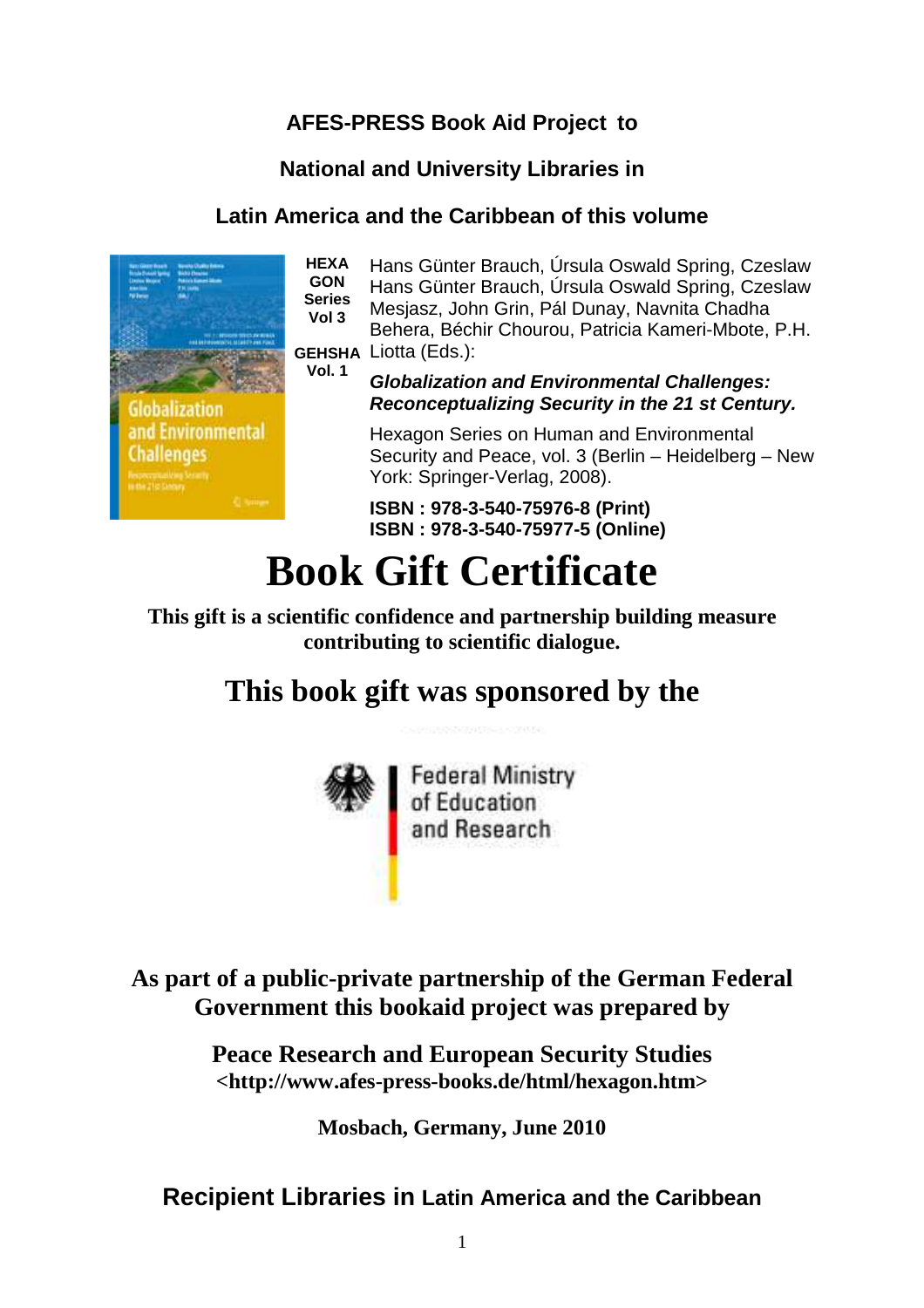**AFES-PRESS Book Aid Project to**

**National and University Libraries in**

**Latin America and the Caribbean of this volume**

**HEXA GON Series Vol 3**

**GEHSHA Vol. 1**

Hans Günter Brauch, Úrsula Oswald Spring, Czeslaw Hans Günter Brauch, Úrsula Oswald Spring, Czeslaw Mesjasz, John Grin, Pál Dunay, Navnita Chadha Behera, Béchir Chourou, Patricia Kameri-Mbote, P.H. Liotta (Eds.):

***Globalization and Environmental Challenges: Reconceptualizing Security in the 21 st Century.***

Hexagon Series on Human and Environmental Security and Peace, vol. 3 (Berlin – Heidelberg – New York: Springer-Verlag, 2008).

**ISBN : 978-3-540-75976-8 (Print)**
**ISBN : 978-3-540-75977-5 (Online)**

# Book Gift Certificate

**This gift is a scientific confidence and partnership building measure contributing to scientific dialogue.**

## This book gift was sponsored by the

Federal Ministry of Education and Research

**As part of a public-private partnership of the German Federal Government this bookaid project was prepared by**

**Peace Research and European Security Studies**
**<http://www.afes-press-books.de/html/hexagon.htm>**

**Mosbach, Germany, June 2010**

## Recipient Libraries in Latin America and the Caribbean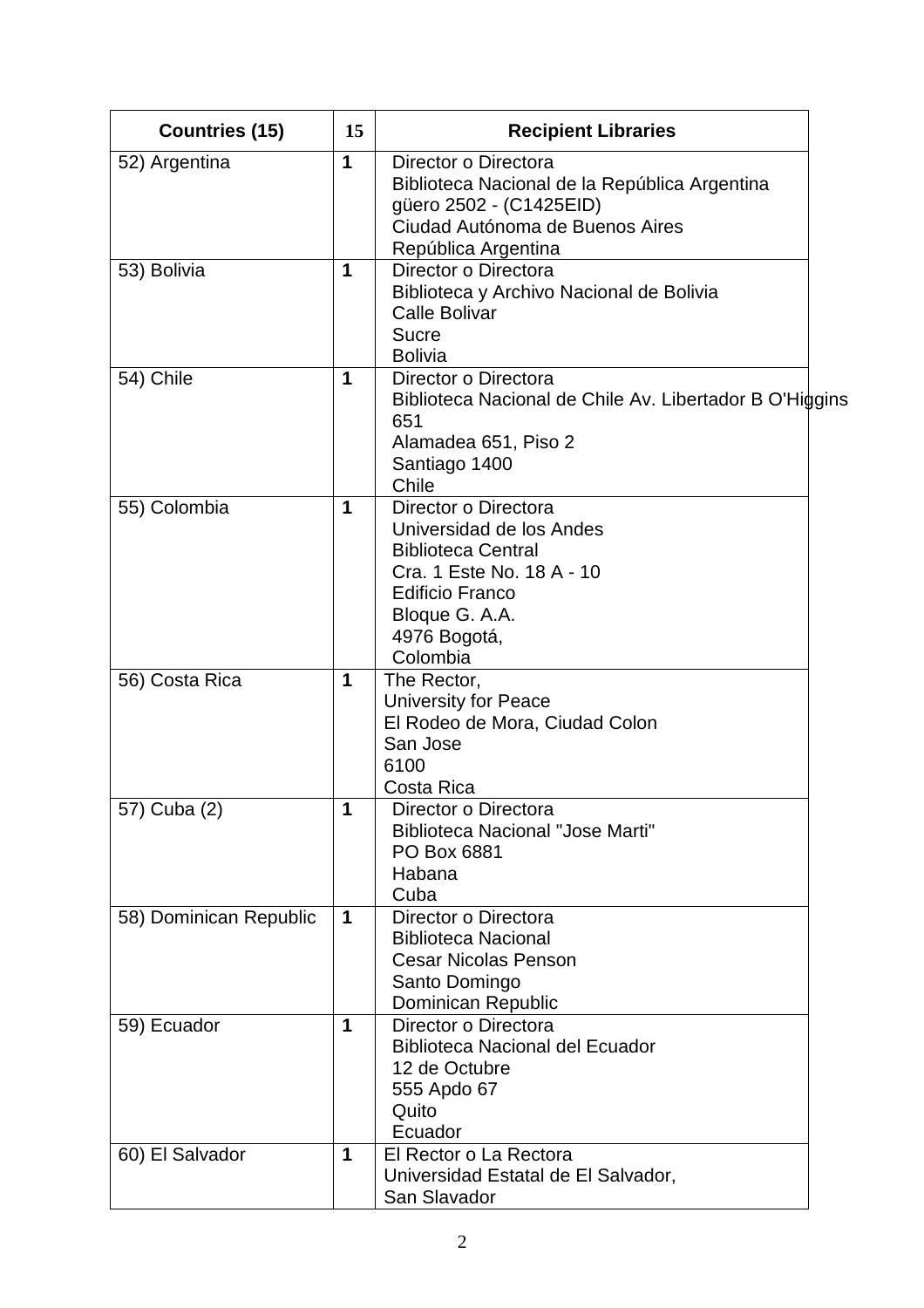| Countries (15) | 15 | Recipient Libraries |
|---|---|---|
| 52) Argentina | **1** | Director o Directora<br>Biblioteca Nacional de la República Argentina<br>güero 2502 - (C1425EID)<br>Ciudad Autónoma de Buenos Aires<br>República Argentina |
| 53) Bolivia | **1** | Director o Directora<br>Biblioteca y Archivo Nacional de Bolivia<br>Calle Bolivar<br>Sucre<br>Bolivia |
| 54) Chile | **1** | Director o Directora<br>Biblioteca Nacional de Chile Av. Libertador B O'Higgins 651<br>Alamadea 651, Piso 2<br>Santiago 1400<br>Chile |
| 55) Colombia | **1** | Director o Directora<br>Universidad de los Andes<br>Biblioteca Central<br>Cra. 1 Este No. 18 A - 10<br>Edificio Franco<br>Bloque G. A.A.<br>4976 Bogotá,<br>Colombia |
| 56) Costa Rica | **1** | The Rector,<br>University for Peace<br>El Rodeo de Mora, Ciudad Colon<br>San Jose<br>6100<br>Costa Rica |
| 57) Cuba (2) | **1** | Director o Directora<br>Biblioteca Nacional "Jose Marti"<br>PO Box 6881<br>Habana<br>Cuba |
| 58) Dominican Republic | **1** | Director o Directora<br>Biblioteca Nacional<br>Cesar Nicolas Penson<br>Santo Domingo<br>Dominican Republic |
| 59) Ecuador | **1** | Director o Directora<br>Biblioteca Nacional del Ecuador<br>12 de Octubre<br>555 Apdo 67<br>Quito<br>Ecuador |
| 60) El Salvador | **1** | El Rector o La Rectora<br>Universidad Estatal de El Salvador,<br>San Slavador |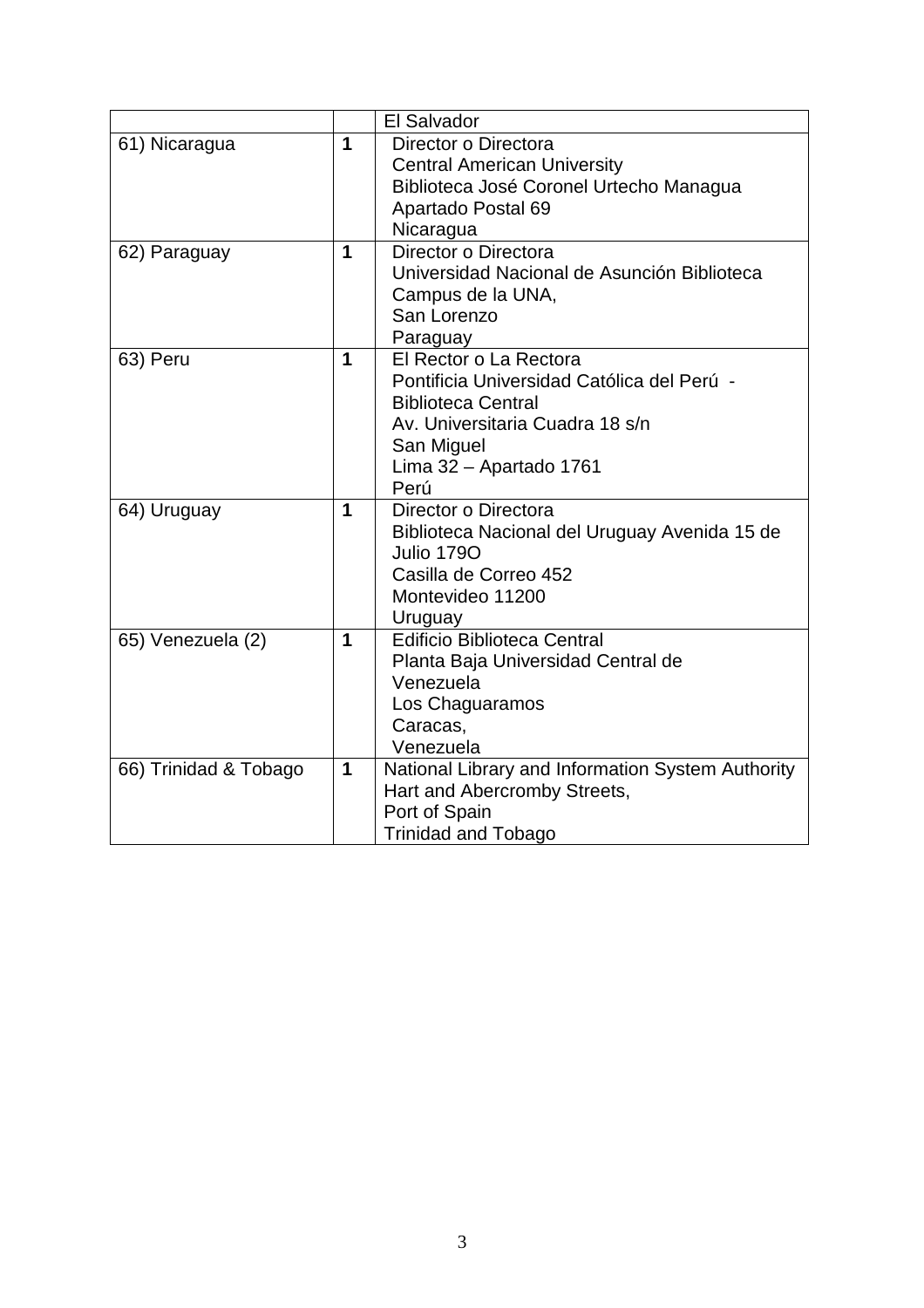| | | |
|---|---|---|
| | | El Salvador |
| 61) Nicaragua | **1** | Director o Directora<br>Central American University<br>Biblioteca José Coronel Urtecho Managua<br>Apartado Postal 69<br>Nicaragua |
| 62) Paraguay | **1** | Director o Directora<br>Universidad Nacional de Asunción Biblioteca<br>Campus de la UNA,<br>San Lorenzo<br>Paraguay |
| 63) Peru | **1** | El Rector o La Rectora<br>Pontificia Universidad Católica del Perú -<br>Biblioteca Central<br>Av. Universitaria Cuadra 18 s/n<br>San Miguel<br>Lima 32 – Apartado 1761<br>Perú |
| 64) Uruguay | **1** | Director o Directora<br>Biblioteca Nacional del Uruguay Avenida 15 de Julio 179O<br>Casilla de Correo 452<br>Montevideo 11200<br>Uruguay |
| 65) Venezuela (2) | **1** | Edificio Biblioteca Central<br>Planta Baja Universidad Central de Venezuela<br>Los Chaguaramos<br>Caracas,<br>Venezuela |
| 66) Trinidad & Tobago | **1** | National Library and Information System Authority<br>Hart and Abercromby Streets,<br>Port of Spain<br>Trinidad and Tobago |